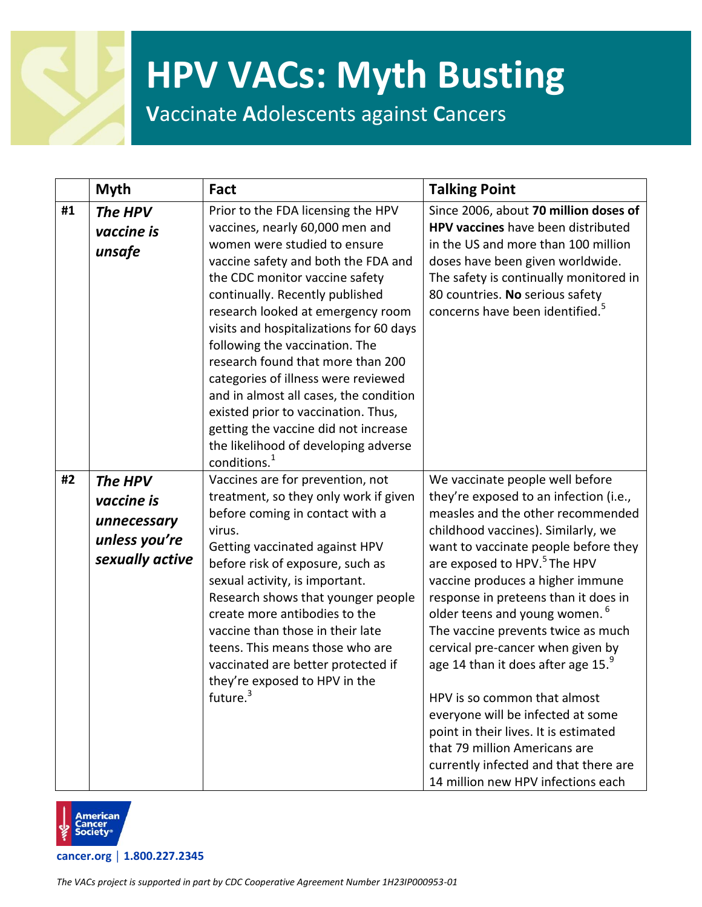# HPV VACs: Myth Busting

**V**accinate **A**dolescents against **C**ancers

| | Myth | Fact | Talking Point |
|---|---|---|---|
| **#1** | ***The HPV vaccine is unsafe*** | Prior to the FDA licensing the HPV vaccines, nearly 60,000 men and women were studied to ensure vaccine safety and both the FDA and the CDC monitor vaccine safety continually. Recently published research looked at emergency room visits and hospitalizations for 60 days following the vaccination. The research found that more than 200 categories of illness were reviewed and in almost all cases, the condition existed prior to vaccination. Thus, getting the vaccine did not increase the likelihood of developing adverse conditions.[1] | Since 2006, about **70 million doses of HPV vaccines** have been distributed in the US and more than 100 million doses have been given worldwide. The safety is continually monitored in 80 countries. **No** serious safety concerns have been identified.[5] |
| **#2** | ***The HPV vaccine is unnecessary unless you're sexually active*** | Vaccines are for prevention, not treatment, so they only work if given before coming in contact with a virus. Getting vaccinated against HPV before risk of exposure, such as sexual activity, is important. Research shows that younger people create more antibodies to the vaccine than those in their late teens. This means those who are vaccinated are better protected if they're exposed to HPV in the future.[3] | We vaccinate people well before they're exposed to an infection (i.e., measles and the other recommended childhood vaccines). Similarly, we want to vaccinate people before they are exposed to HPV.[5] The HPV vaccine produces a higher immune response in preteens than it does in older teens and young women.[6] The vaccine prevents twice as much cervical pre-cancer when given by age 14 than it does after age 15.[9]<br><br>HPV is so common that almost everyone will be infected at some point in their lives. It is estimated that 79 million Americans are currently infected and that there are 14 million new HPV infections each |

American Cancer Society

cancer.org | 1.800.227.2345

*The VACs project is supported in part by CDC Cooperative Agreement Number 1H23IP000953-01*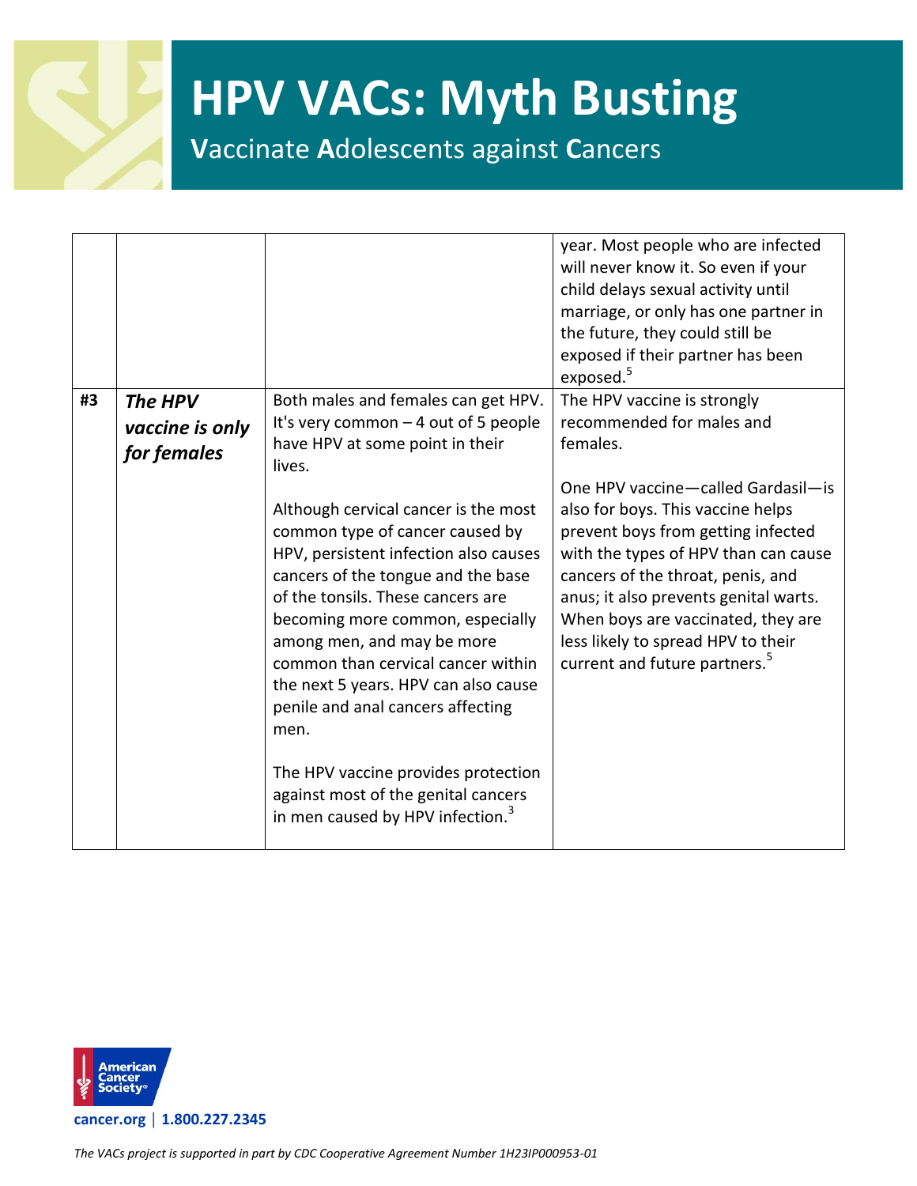| | | | |
|---|---|---|---|
| | | | year. Most people who are infected will never know it. So even if your child delays sexual activity until marriage, or only has one partner in the future, they could still be exposed if their partner has been exposed.[5] |
| #3 | ***The HPV vaccine is only for females*** | Both males and females can get HPV. It's very common – 4 out of 5 people have HPV at some point in their lives.<br><br>Although cervical cancer is the most common type of cancer caused by HPV, persistent infection also causes cancers of the tongue and the base of the tonsils. These cancers are becoming more common, especially among men, and may be more common than cervical cancer within the next 5 years. HPV can also cause penile and anal cancers affecting men.<br><br>The HPV vaccine provides protection against most of the genital cancers in men caused by HPV infection.[3] | The HPV vaccine is strongly recommended for males and females.<br><br>One HPV vaccine—called Gardasil—is also for boys. This vaccine helps prevent boys from getting infected with the types of HPV than can cause cancers of the throat, penis, and anus; it also prevents genital warts. When boys are vaccinated, they are less likely to spread HPV to their current and future partners.[5] |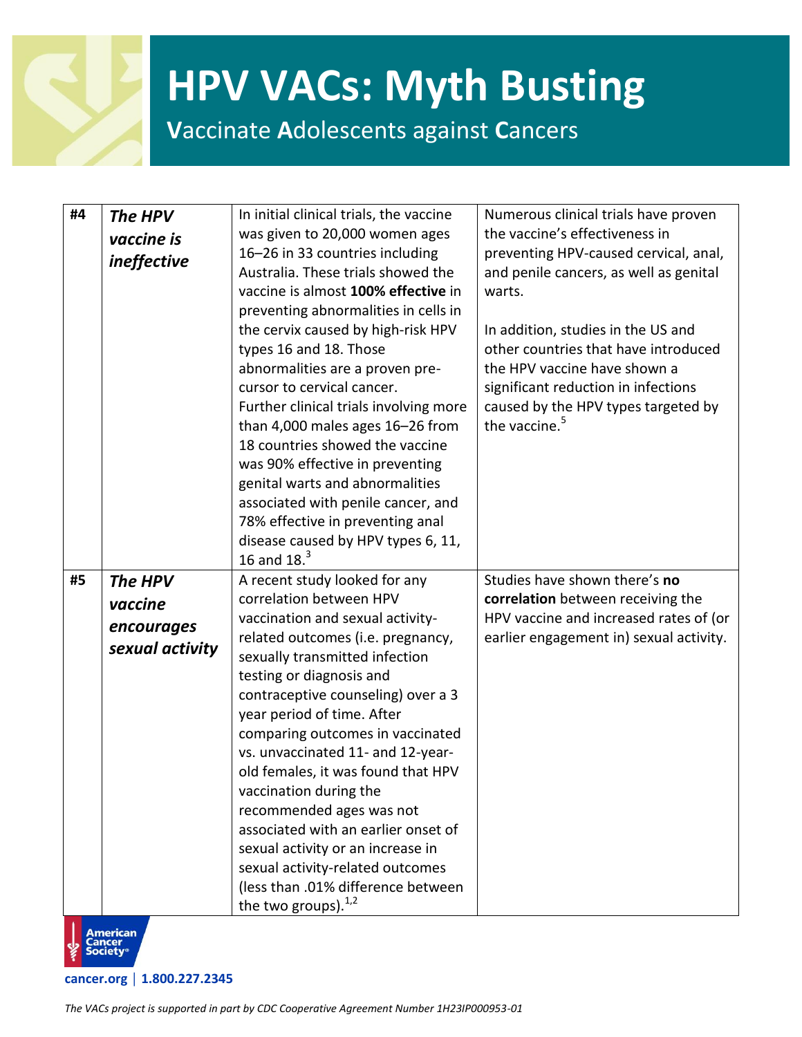# HPV VACs: Myth Busting

**V**accinate **A**dolescents against **C**ancers

| #4 | ***The HPV vaccine is ineffective*** | In initial clinical trials, the vaccine was given to 20,000 women ages 16–26 in 33 countries including Australia. These trials showed the vaccine is almost **100% effective** in preventing abnormalities in cells in the cervix caused by high-risk HPV types 16 and 18. Those abnormalities are a proven pre-cursor to cervical cancer. Further clinical trials involving more than 4,000 males ages 16–26 from 18 countries showed the vaccine was 90% effective in preventing genital warts and abnormalities associated with penile cancer, and 78% effective in preventing anal disease caused by HPV types 6, 11, 16 and 18.[3] | Numerous clinical trials have proven the vaccine's effectiveness in preventing HPV-caused cervical, anal, and penile cancers, as well as genital warts.<br><br>In addition, studies in the US and other countries that have introduced the HPV vaccine have shown a significant reduction in infections caused by the HPV types targeted by the vaccine.[5] |
|---|---|---|---|
| #5 | ***The HPV vaccine encourages sexual activity*** | A recent study looked for any correlation between HPV vaccination and sexual activity-related outcomes (i.e. pregnancy, sexually transmitted infection testing or diagnosis and contraceptive counseling) over a 3 year period of time. After comparing outcomes in vaccinated vs. unvaccinated 11- and 12-year-old females, it was found that HPV vaccination during the recommended ages was not associated with an earlier onset of sexual activity or an increase in sexual activity-related outcomes (less than .01% difference between the two groups).[1,2] | Studies have shown there's **no correlation** between receiving the HPV vaccine and increased rates of (or earlier engagement in) sexual activity. |

American Cancer Society

cancer.org | 1.800.227.2345

*The VACs project is supported in part by CDC Cooperative Agreement Number 1H23IP000953-01*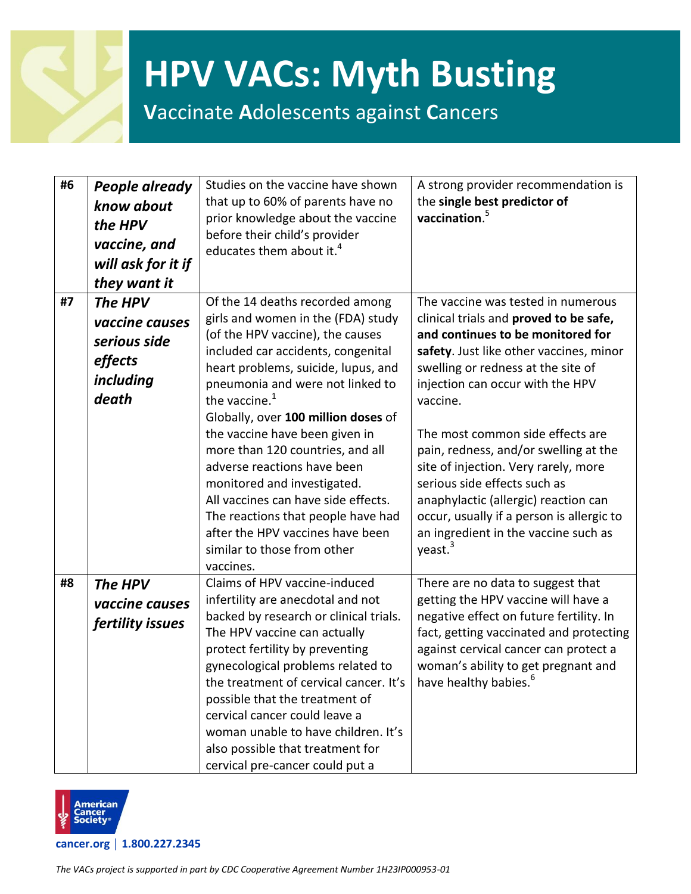# HPV VACs: Myth Busting

**V**accinate **A**dolescents against **C**ancers

| | | | |
|---|---|---|---|
| #6 | ***People already know about the HPV vaccine, and will ask for it if they want it*** | Studies on the vaccine have shown that up to 60% of parents have no prior knowledge about the vaccine before their child's provider educates them about it.[4] | A strong provider recommendation is the **single best predictor of vaccination**.[5] |
| #7 | ***The HPV vaccine causes serious side effects including death*** | Of the 14 deaths recorded among girls and women in the (FDA) study (of the HPV vaccine), the causes included car accidents, congenital heart problems, suicide, lupus, and pneumonia and were not linked to the vaccine.[1] Globally, over **100 million doses** of the vaccine have been given in more than 120 countries, and all adverse reactions have been monitored and investigated. All vaccines can have side effects. The reactions that people have had after the HPV vaccines have been similar to those from other vaccines. | The vaccine was tested in numerous clinical trials and **proved to be safe, and continues to be monitored for safety**. Just like other vaccines, minor swelling or redness at the site of injection can occur with the HPV vaccine. The most common side effects are pain, redness, and/or swelling at the site of injection. Very rarely, more serious side effects such as anaphylactic (allergic) reaction can occur, usually if a person is allergic to an ingredient in the vaccine such as yeast.[3] |
| #8 | ***The HPV vaccine causes fertility issues*** | Claims of HPV vaccine-induced infertility are anecdotal and not backed by research or clinical trials. The HPV vaccine can actually protect fertility by preventing gynecological problems related to the treatment of cervical cancer. It's possible that the treatment of cervical cancer could leave a woman unable to have children. It's also possible that treatment for cervical pre-cancer could put a | There are no data to suggest that getting the HPV vaccine will have a negative effect on future fertility. In fact, getting vaccinated and protecting against cervical cancer can protect a woman's ability to get pregnant and have healthy babies.[6] |

American Cancer Society®

cancer.org | 1.800.227.2345

*The VACs project is supported in part by CDC Cooperative Agreement Number 1H23IP000953-01*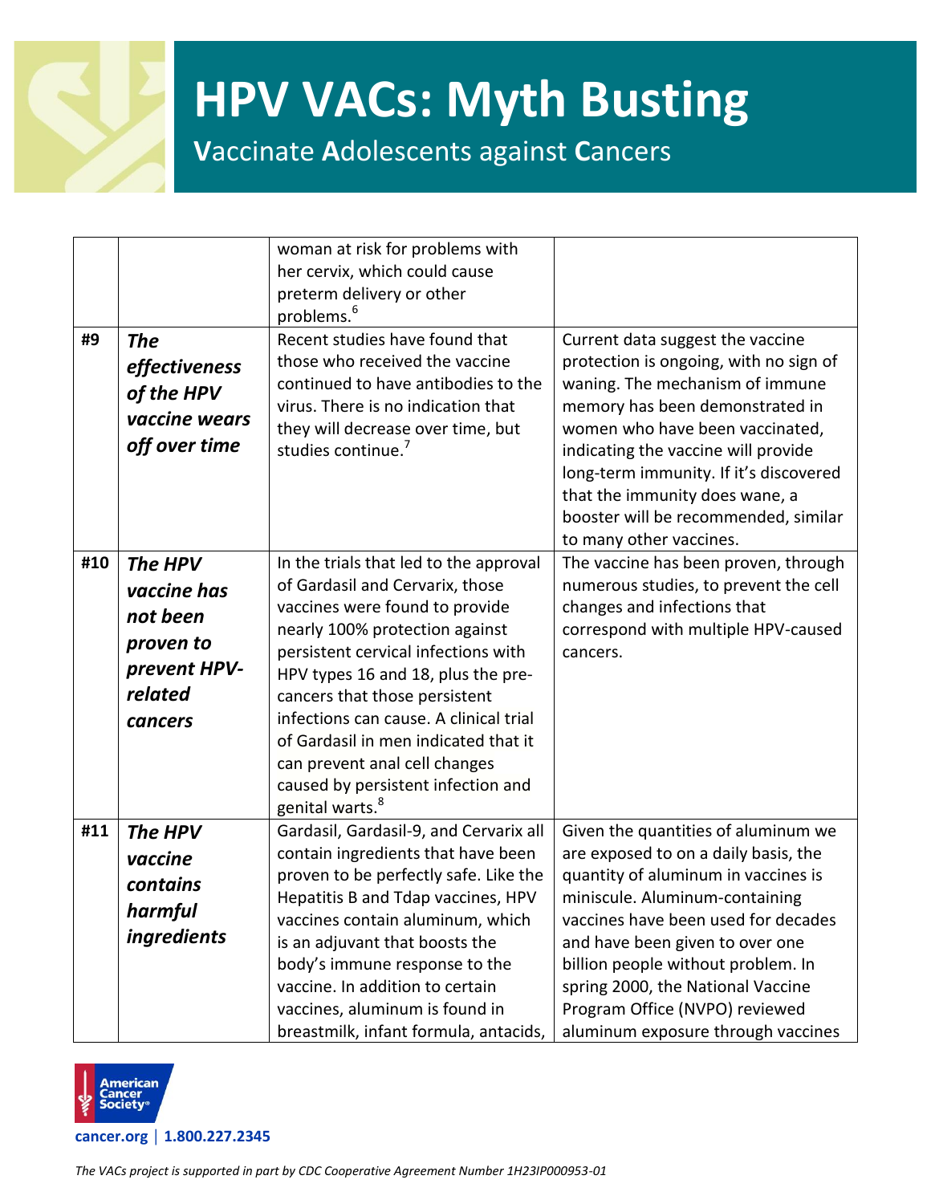| | | | |
|---|---|---|---|
| | | woman at risk for problems with her cervix, which could cause preterm delivery or other problems.[6] | |
| #9 | ***The effectiveness of the HPV vaccine wears off over time*** | Recent studies have found that those who received the vaccine continued to have antibodies to the virus. There is no indication that they will decrease over time, but studies continue.[7] | Current data suggest the vaccine protection is ongoing, with no sign of waning. The mechanism of immune memory has been demonstrated in women who have been vaccinated, indicating the vaccine will provide long-term immunity. If it's discovered that the immunity does wane, a booster will be recommended, similar to many other vaccines. |
| #10 | ***The HPV vaccine has not been proven to prevent HPV-related cancers*** | In the trials that led to the approval of Gardasil and Cervarix, those vaccines were found to provide nearly 100% protection against persistent cervical infections with HPV types 16 and 18, plus the pre-cancers that those persistent infections can cause. A clinical trial of Gardasil in men indicated that it can prevent anal cell changes caused by persistent infection and genital warts.[8] | The vaccine has been proven, through numerous studies, to prevent the cell changes and infections that correspond with multiple HPV-caused cancers. |
| #11 | ***The HPV vaccine contains harmful ingredients*** | Gardasil, Gardasil-9, and Cervarix all contain ingredients that have been proven to be perfectly safe. Like the Hepatitis B and Tdap vaccines, HPV vaccines contain aluminum, which is an adjuvant that boosts the body's immune response to the vaccine. In addition to certain vaccines, aluminum is found in breastmilk, infant formula, antacids, | Given the quantities of aluminum we are exposed to on a daily basis, the quantity of aluminum in vaccines is miniscule. Aluminum-containing vaccines have been used for decades and have been given to over one billion people without problem. In spring 2000, the National Vaccine Program Office (NVPO) reviewed aluminum exposure through vaccines |

*The VACs project is supported in part by CDC Cooperative Agreement Number 1H23IP000953-01*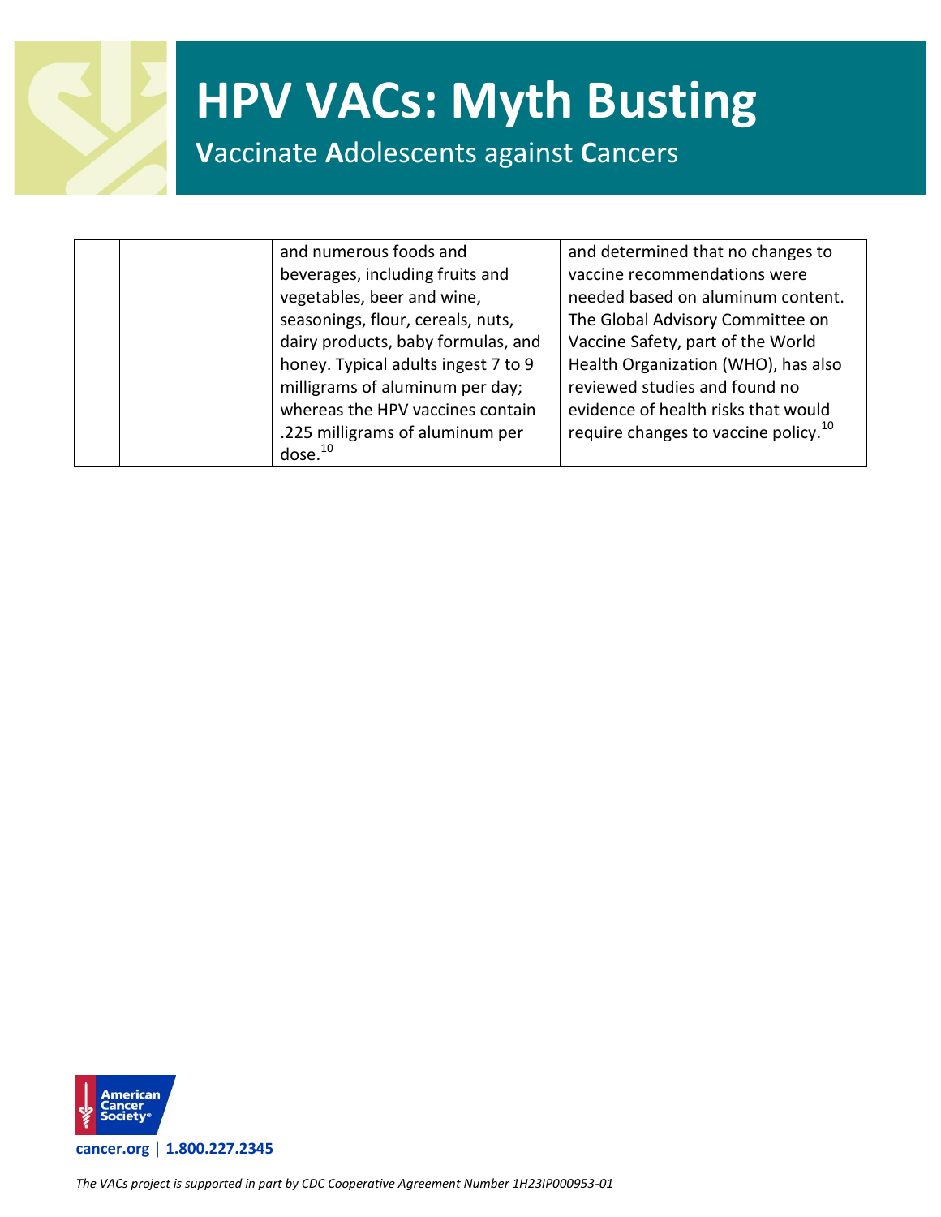|  |  | and numerous foods and beverages, including fruits and vegetables, beer and wine, seasonings, flour, cereals, nuts, dairy products, baby formulas, and honey. Typical adults ingest 7 to 9 milligrams of aluminum per day; whereas the HPV vaccines contain .225 milligrams of aluminum per dose.[10] | and determined that no changes to vaccine recommendations were needed based on aluminum content. The Global Advisory Committee on Vaccine Safety, part of the World Health Organization (WHO), has also reviewed studies and found no evidence of health risks that would require changes to vaccine policy.[10] |
|---|---|---|---|

*The VACs project is supported in part by CDC Cooperative Agreement Number 1H23IP000953-01*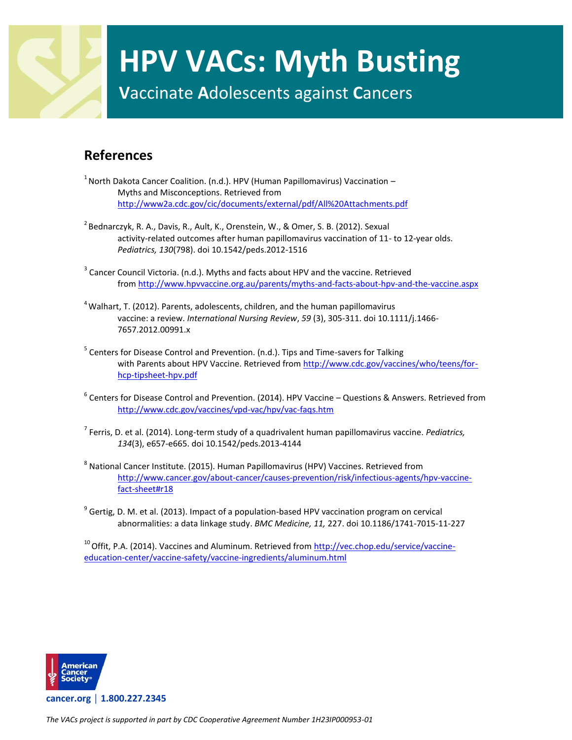# HPV VACs: Myth Busting

**V**accinate **A**dolescents against **C**ancers

## References

[1] North Dakota Cancer Coalition. (n.d.). HPV (Human Papillomavirus) Vaccination – Myths and Misconceptions. Retrieved from http://www2a.cdc.gov/cic/documents/external/pdf/All%20Attachments.pdf

[2] Bednarczyk, R. A., Davis, R., Ault, K., Orenstein, W., & Omer, S. B. (2012). Sexual activity-related outcomes after human papillomavirus vaccination of 11- to 12-year olds. *Pediatrics, 130*(798). doi 10.1542/peds.2012-1516

[3] Cancer Council Victoria. (n.d.). Myths and facts about HPV and the vaccine. Retrieved from http://www.hpvvaccine.org.au/parents/myths-and-facts-about-hpv-and-the-vaccine.aspx

[4] Walhart, T. (2012). Parents, adolescents, children, and the human papillomavirus vaccine: a review. *International Nursing Review*, *59* (3), 305-311. doi 10.1111/j.1466-7657.2012.00991.x

[5] Centers for Disease Control and Prevention. (n.d.). Tips and Time-savers for Talking with Parents about HPV Vaccine. Retrieved from http://www.cdc.gov/vaccines/who/teens/for-hcp-tipsheet-hpv.pdf

[6] Centers for Disease Control and Prevention. (2014). HPV Vaccine – Questions & Answers. Retrieved from http://www.cdc.gov/vaccines/vpd-vac/hpv/vac-faqs.htm

[7] Ferris, D. et al. (2014). Long-term study of a quadrivalent human papillomavirus vaccine. *Pediatrics, 134*(3), e657-e665. doi 10.1542/peds.2013-4144

[8] National Cancer Institute. (2015). Human Papillomavirus (HPV) Vaccines. Retrieved from http://www.cancer.gov/about-cancer/causes-prevention/risk/infectious-agents/hpv-vaccine-fact-sheet#r18

[9] Gertig, D. M. et al. (2013). Impact of a population-based HPV vaccination program on cervical abnormalities: a data linkage study. *BMC Medicine, 11,* 227. doi 10.1186/1741-7015-11-227

[10] Offit, P.A. (2014). Vaccines and Aluminum. Retrieved from http://vec.chop.edu/service/vaccine-education-center/vaccine-safety/vaccine-ingredients/aluminum.html

American Cancer Society®

cancer.org | 1.800.227.2345

*The VACs project is supported in part by CDC Cooperative Agreement Number 1H23IP000953-01*